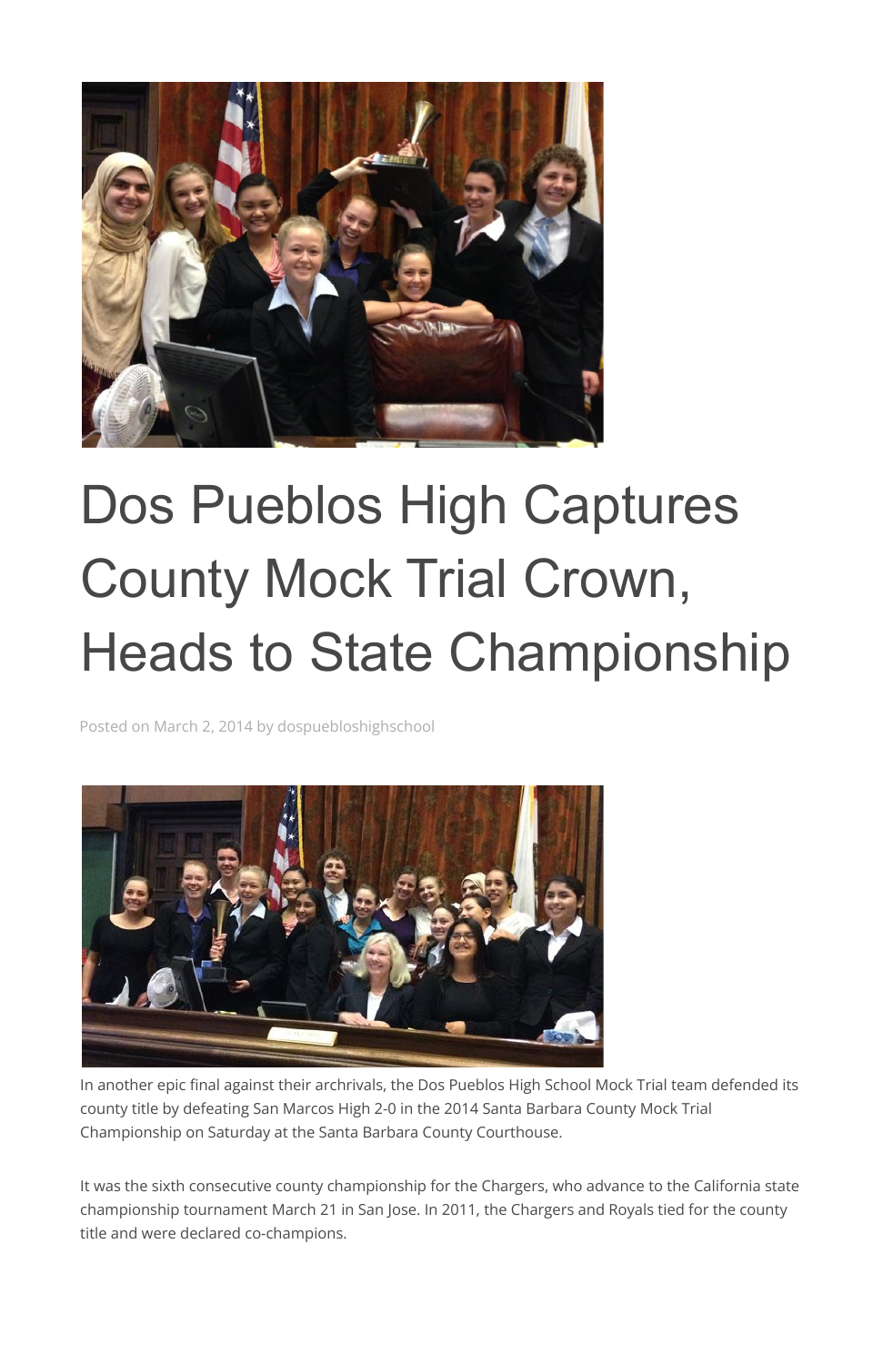# Dos Pueblos High Captures County Mock Trial Crown, Heads to State Championship

Posted on March 2, 2014 by dospuebloshighschool

In another epic final against their archrivals, the Dos Pueblos High School Mock Trial team defended its county title by defeating San Marcos High 2-0 in the 2014 Santa Barbara County Mock Trial Championship on Saturday at the Santa Barbara County Courthouse.

It was the sixth consecutive county championship for the Chargers, who advance to the California state championship tournament March 21 in San Jose. In 2011, the Chargers and Royals tied for the county title and were declared co-champions.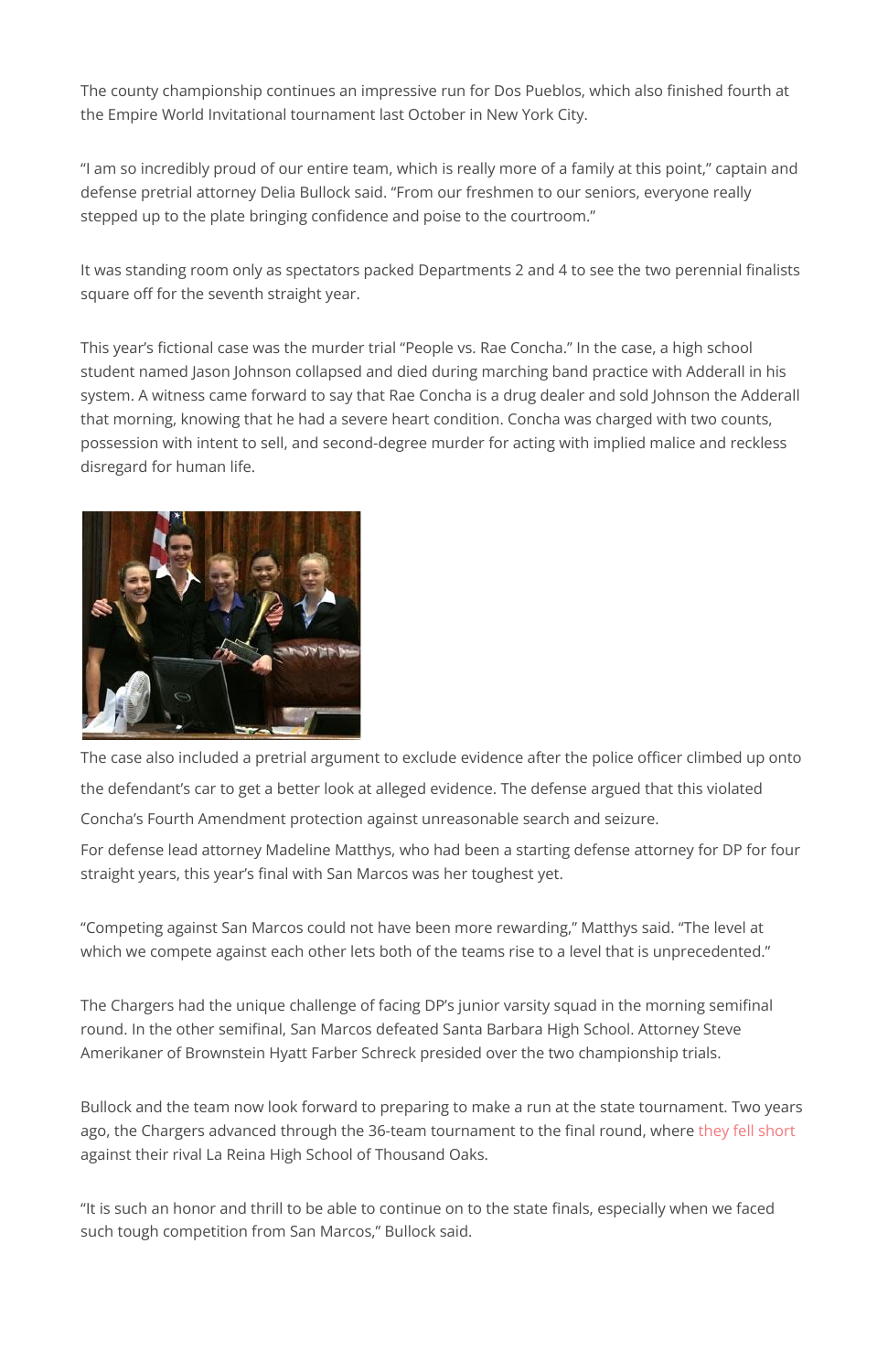The county championship continues an impressive run for Dos Pueblos, which also finished fourth at the Empire World Invitational tournament last October in New York City.

"I am so incredibly proud of our entire team, which is really more of a family at this point," captain and defense pretrial attorney Delia Bullock said. "From our freshmen to our seniors, everyone really stepped up to the plate bringing confidence and poise to the courtroom."

It was standing room only as spectators packed Departments 2 and 4 to see the two perennial finalists square off for the seventh straight year.

This year's fictional case was the murder trial "People vs. Rae Concha." In the case, a high school student named Jason Johnson collapsed and died during marching band practice with Adderall in his system. A witness came forward to say that Rae Concha is a drug dealer and sold Johnson the Adderall that morning, knowing that he had a severe heart condition. Concha was charged with two counts, possession with intent to sell, and second-degree murder for acting with implied malice and reckless disregard for human life.

The case also included a pretrial argument to exclude evidence after the police officer climbed up onto the defendant's car to get a better look at alleged evidence. The defense argued that this violated Concha's Fourth Amendment protection against unreasonable search and seizure.

For defense lead attorney Madeline Matthys, who had been a starting defense attorney for DP for four straight years, this year's final with San Marcos was her toughest yet.

"Competing against San Marcos could not have been more rewarding," Matthys said. "The level at which we compete against each other lets both of the teams rise to a level that is unprecedented."

The Chargers had the unique challenge of facing DP's junior varsity squad in the morning semifinal round. In the other semifinal, San Marcos defeated Santa Barbara High School. Attorney Steve Amerikaner of Brownstein Hyatt Farber Schreck presided over the two championship trials.

Bullock and the team now look forward to preparing to make a run at the state tournament. Two years ago, the Chargers advanced through the 36-team tournament to the final round, where they fell short against their rival La Reina High School of Thousand Oaks.

"It is such an honor and thrill to be able to continue on to the state finals, especially when we faced such tough competition from San Marcos," Bullock said.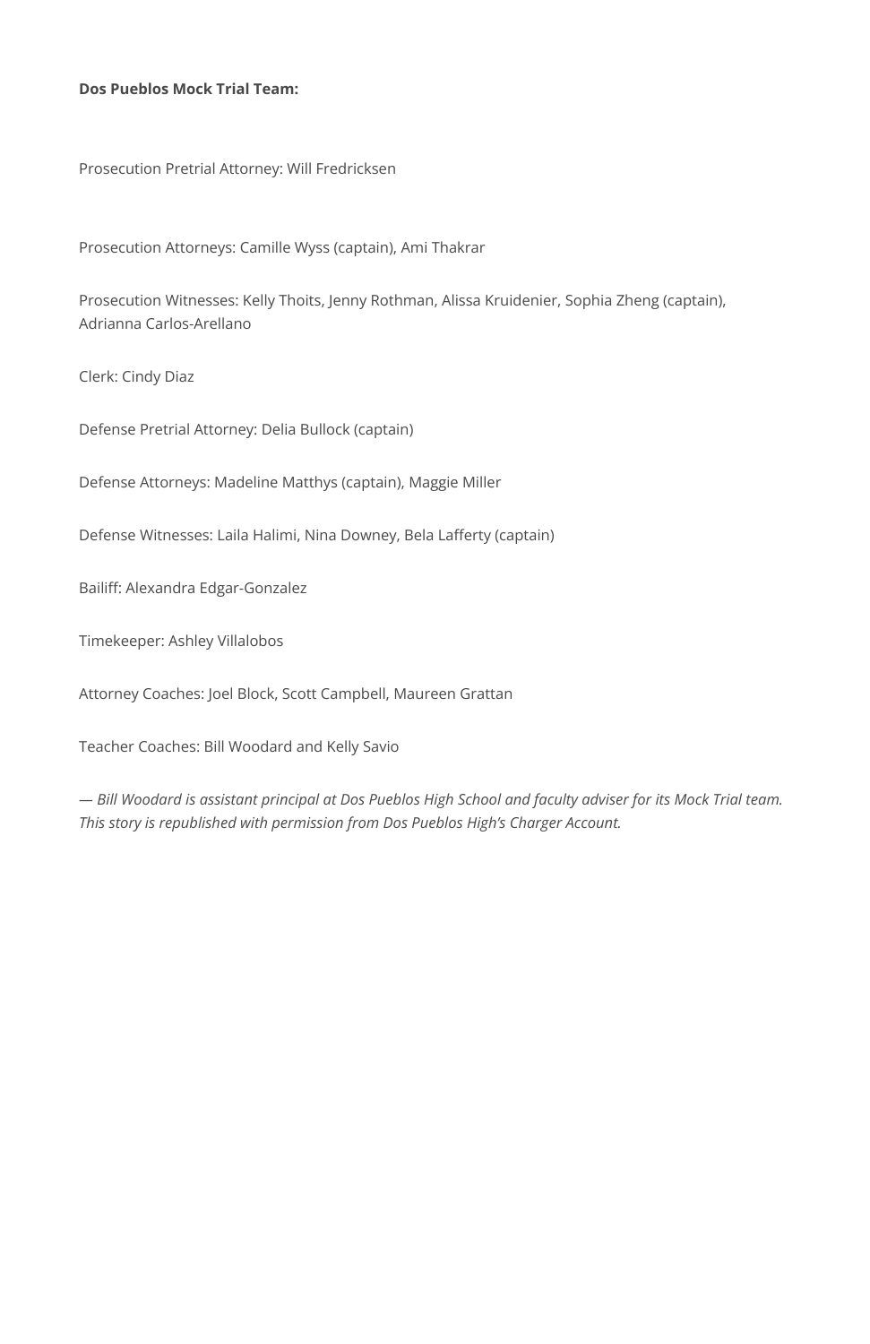**Dos Pueblos Mock Trial Team:**

Prosecution Pretrial Attorney: Will Fredricksen

Prosecution Attorneys: Camille Wyss (captain), Ami Thakrar

Prosecution Witnesses: Kelly Thoits, Jenny Rothman, Alissa Kruidenier, Sophia Zheng (captain), Adrianna Carlos-Arellano

Clerk: Cindy Diaz

Defense Pretrial Attorney: Delia Bullock (captain)

Defense Attorneys: Madeline Matthys (captain), Maggie Miller

Defense Witnesses: Laila Halimi, Nina Downey, Bela Lafferty (captain)

Bailiff: Alexandra Edgar-Gonzalez

Timekeeper: Ashley Villalobos

Attorney Coaches: Joel Block, Scott Campbell, Maureen Grattan

Teacher Coaches: Bill Woodard and Kelly Savio

*— Bill Woodard is assistant principal at Dos Pueblos High School and faculty adviser for its Mock Trial team. This story is republished with permission from Dos Pueblos High's Charger Account.*